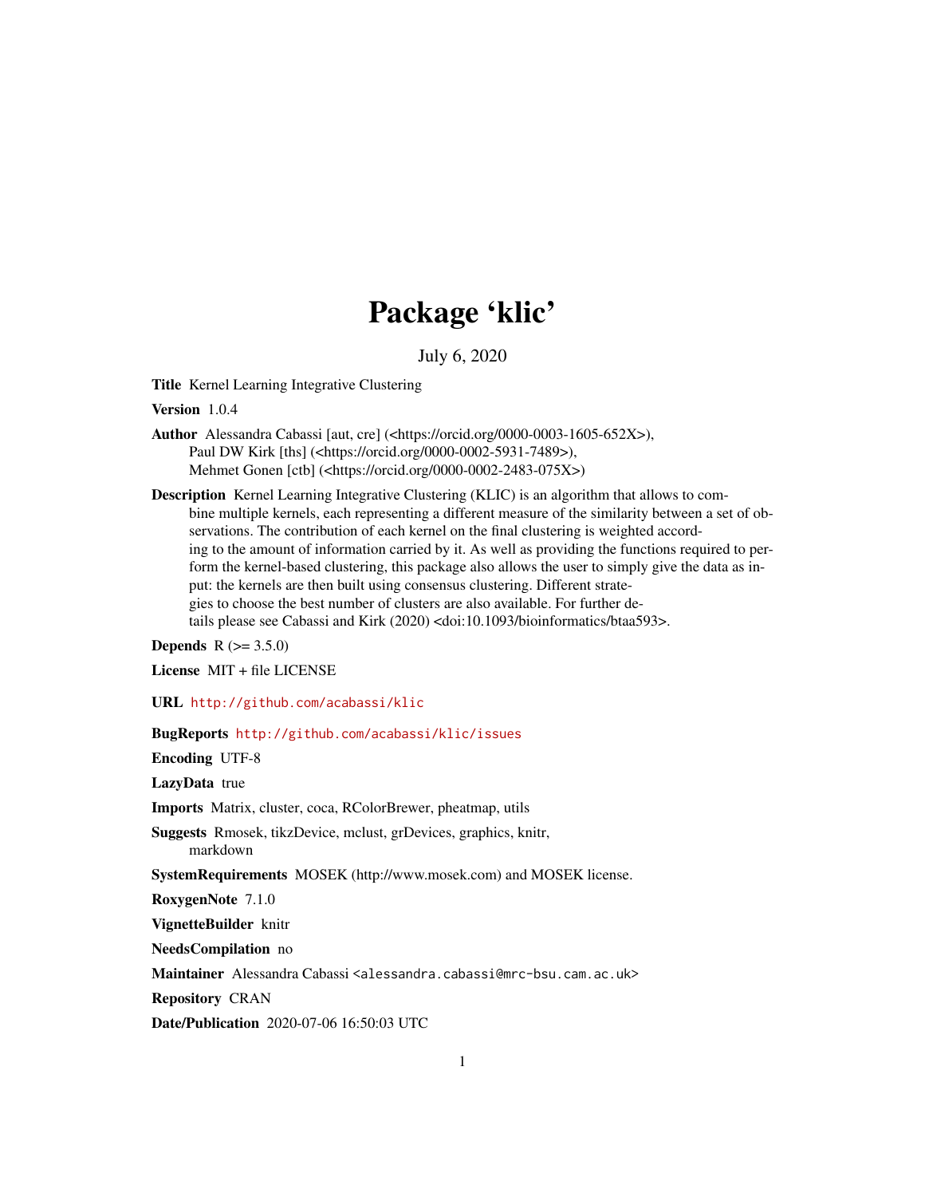# Package 'klic'

July 6, 2020

**Title** Kernel Learning Integrative Clustering

**Version** 1.0.4

**Author** Alessandra Cabassi [aut, cre] (<https://orcid.org/0000-0003-1605-652X>), Paul DW Kirk [ths] (<https://orcid.org/0000-0002-5931-7489>), Mehmet Gonen [ctb] (<https://orcid.org/0000-0002-2483-075X>)

**Description** Kernel Learning Integrative Clustering (KLIC) is an algorithm that allows to combine multiple kernels, each representing a different measure of the similarity between a set of observations. The contribution of each kernel on the final clustering is weighted according to the amount of information carried by it. As well as providing the functions required to perform the kernel-based clustering, this package also allows the user to simply give the data as input: the kernels are then built using consensus clustering. Different strategies to choose the best number of clusters are also available. For further details please see Cabassi and Kirk (2020) <doi:10.1093/bioinformatics/btaa593>.

**Depends** R (>= 3.5.0)

**License** MIT + file LICENSE

**URL** http://github.com/acabassi/klic

**BugReports** http://github.com/acabassi/klic/issues

**Encoding** UTF-8

**LazyData** true

**Imports** Matrix, cluster, coca, RColorBrewer, pheatmap, utils

**Suggests** Rmosek, tikzDevice, mclust, grDevices, graphics, knitr, markdown

**SystemRequirements** MOSEK (http://www.mosek.com) and MOSEK license.

**RoxygenNote** 7.1.0

**VignetteBuilder** knitr

**NeedsCompilation** no

**Maintainer** Alessandra Cabassi <alessandra.cabassi@mrc-bsu.cam.ac.uk>

**Repository** CRAN

**Date/Publication** 2020-07-06 16:50:03 UTC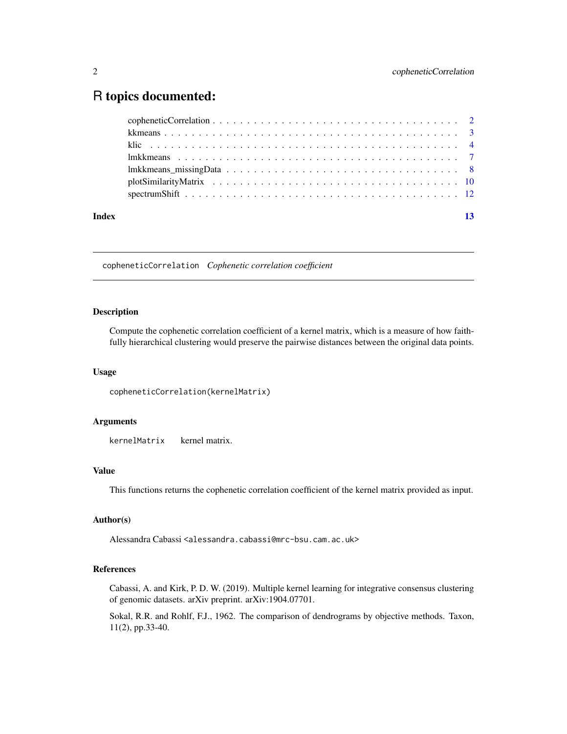# R topics documented:

| | |
|---|---|
| copheneticCorrelation | 2 |
| kkmeans | 3 |
| klic | 4 |
| lmkkmeans | 7 |
| lmkkmeans_missingData | 8 |
| plotSimilarityMatrix | 10 |
| spectrumShift | 12 |
| **Index** | **13** |

---

## copheneticCorrelation *Cophenetic correlation coefficient*

---

### Description

Compute the cophenetic correlation coefficient of a kernel matrix, which is a measure of how faithfully hierarchical clustering would preserve the pairwise distances between the original data points.

### Usage

```
copheneticCorrelation(kernelMatrix)
```

### Arguments

| | |
|---|---|
| `kernelMatrix` | kernel matrix. |

### Value

This functions returns the cophenetic correlation coefficient of the kernel matrix provided as input.

### Author(s)

Alessandra Cabassi <alessandra.cabassi@mrc-bsu.cam.ac.uk>

### References

Cabassi, A. and Kirk, P. D. W. (2019). Multiple kernel learning for integrative consensus clustering of genomic datasets. arXiv preprint. arXiv:1904.07701.

Sokal, R.R. and Rohlf, F.J., 1962. The comparison of dendrograms by objective methods. Taxon, 11(2), pp.33-40.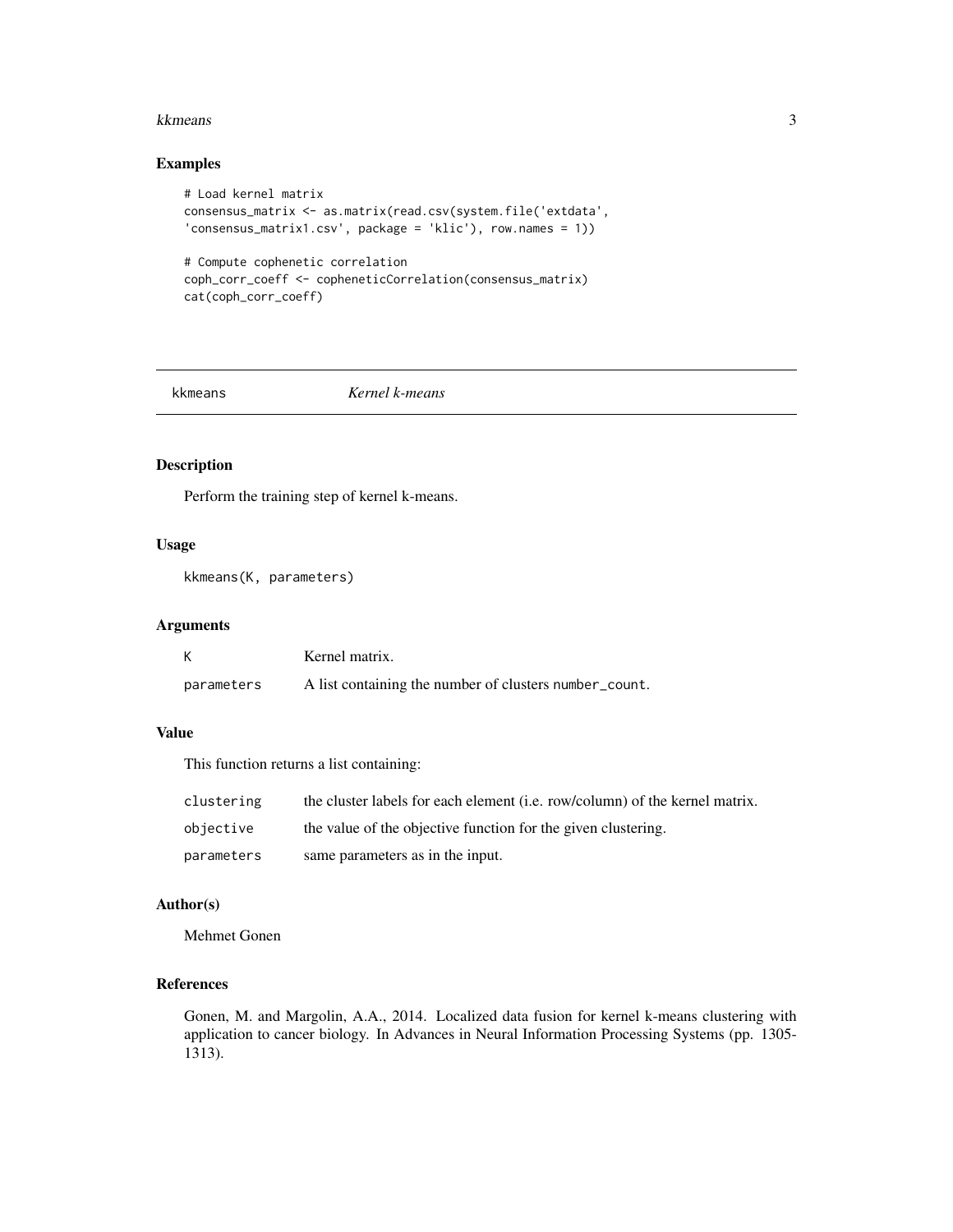## Examples

```
# Load kernel matrix
consensus_matrix <- as.matrix(read.csv(system.file('extdata',
'consensus_matrix1.csv', package = 'klic'), row.names = 1))

# Compute cophenetic correlation
coph_corr_coeff <- copheneticCorrelation(consensus_matrix)
cat(coph_corr_coeff)
```

---

# kkmeans *Kernel k-means*

---

## Description

Perform the training step of kernel k-means.

## Usage

```
kkmeans(K, parameters)
```

## Arguments

| | |
|---|---|
| K | Kernel matrix. |
| parameters | A list containing the number of clusters number_count. |

## Value

This function returns a list containing:

| | |
|---|---|
| clustering | the cluster labels for each element (i.e. row/column) of the kernel matrix. |
| objective | the value of the objective function for the given clustering. |
| parameters | same parameters as in the input. |

## Author(s)

Mehmet Gonen

## References

Gonen, M. and Margolin, A.A., 2014. Localized data fusion for kernel k-means clustering with application to cancer biology. In Advances in Neural Information Processing Systems (pp. 1305-1313).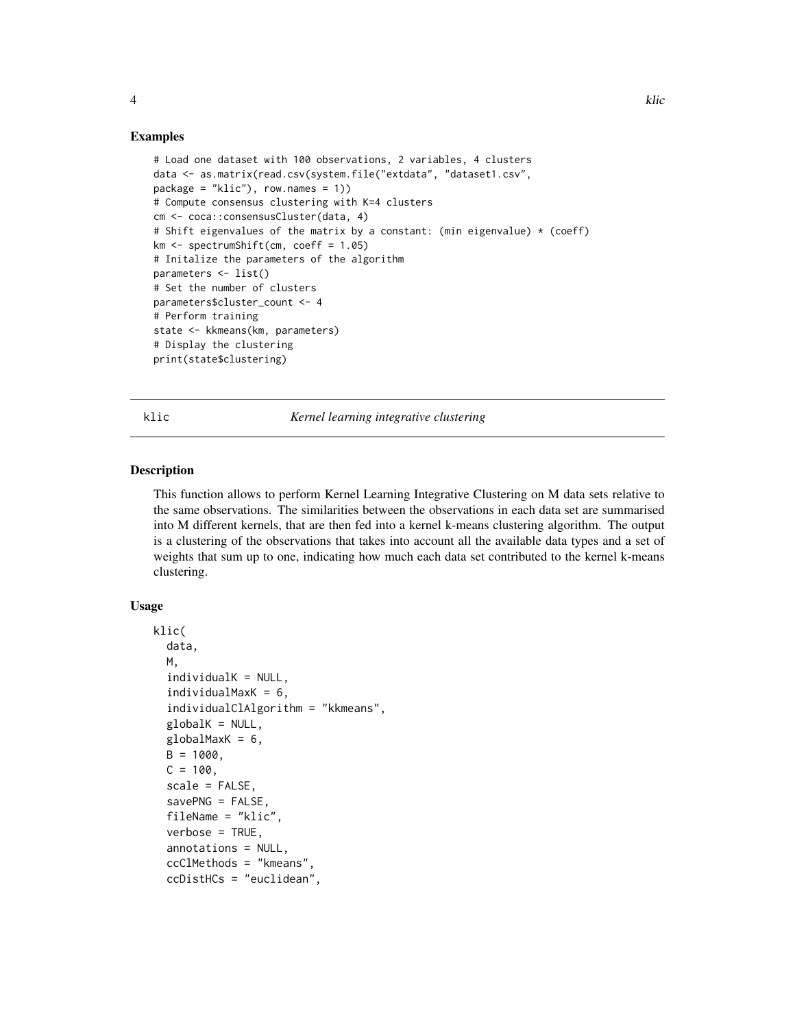### Examples

```
# Load one dataset with 100 observations, 2 variables, 4 clusters
data <- as.matrix(read.csv(system.file("extdata", "dataset1.csv",
package = "klic"), row.names = 1))
# Compute consensus clustering with K=4 clusters
cm <- coca::consensusCluster(data, 4)
# Shift eigenvalues of the matrix by a constant: (min eigenvalue) * (coeff)
km <- spectrumShift(cm, coeff = 1.05)
# Initalize the parameters of the algorithm
parameters <- list()
# Set the number of clusters
parameters$cluster_count <- 4
# Perform training
state <- kkmeans(km, parameters)
# Display the clustering
print(state$clustering)
```

---

## klic — *Kernel learning integrative clustering*

---

### Description

This function allows to perform Kernel Learning Integrative Clustering on M data sets relative to the same observations. The similarities between the observations in each data set are summarised into M different kernels, that are then fed into a kernel k-means clustering algorithm. The output is a clustering of the observations that takes into account all the available data types and a set of weights that sum up to one, indicating how much each data set contributed to the kernel k-means clustering.

### Usage

```
klic(
  data,
  M,
  individualK = NULL,
  individualMaxK = 6,
  individualClAlgorithm = "kkmeans",
  globalK = NULL,
  globalMaxK = 6,
  B = 1000,
  C = 100,
  scale = FALSE,
  savePNG = FALSE,
  fileName = "klic",
  verbose = TRUE,
  annotations = NULL,
  ccClMethods = "kmeans",
  ccDistHCs = "euclidean",
```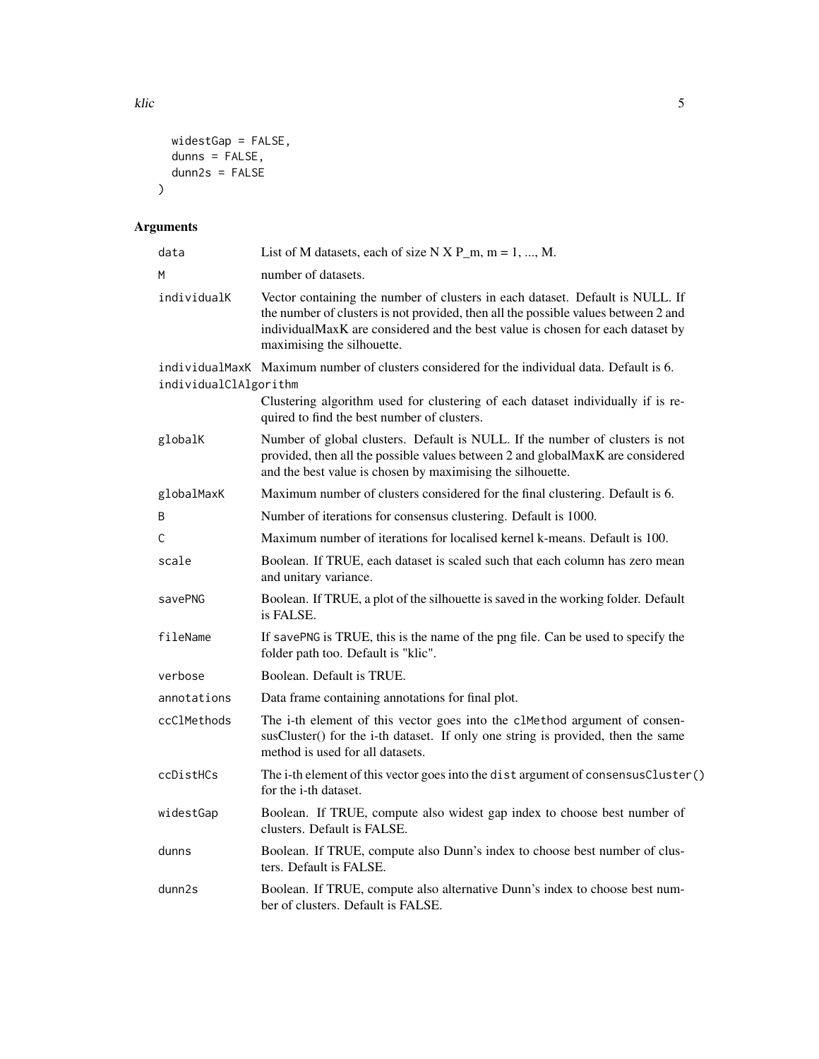```
  widestGap = FALSE,
  dunns = FALSE,
  dunn2s = FALSE
)
```

## Arguments

| Argument | Description |
|---|---|
| data | List of M datasets, each of size N X P_m, m = 1, ..., M. |
| M | number of datasets. |
| individualK | Vector containing the number of clusters in each dataset. Default is NULL. If the number of clusters is not provided, then all the possible values between 2 and individualMaxK are considered and the best value is chosen for each dataset by maximising the silhouette. |
| individualMaxK | Maximum number of clusters considered for the individual data. Default is 6. |
| individualClAlgorithm | Clustering algorithm used for clustering of each dataset individually if is required to find the best number of clusters. |
| globalK | Number of global clusters. Default is NULL. If the number of clusters is not provided, then all the possible values between 2 and globalMaxK are considered and the best value is chosen by maximising the silhouette. |
| globalMaxK | Maximum number of clusters considered for the final clustering. Default is 6. |
| B | Number of iterations for consensus clustering. Default is 1000. |
| C | Maximum number of iterations for localised kernel k-means. Default is 100. |
| scale | Boolean. If TRUE, each dataset is scaled such that each column has zero mean and unitary variance. |
| savePNG | Boolean. If TRUE, a plot of the silhouette is saved in the working folder. Default is FALSE. |
| fileName | If `savePNG` is TRUE, this is the name of the png file. Can be used to specify the folder path too. Default is "klic". |
| verbose | Boolean. Default is TRUE. |
| annotations | Data frame containing annotations for final plot. |
| ccClMethods | The i-th element of this vector goes into the `clMethod` argument of consensusCluster() for the i-th dataset. If only one string is provided, then the same method is used for all datasets. |
| ccDistHCs | The i-th element of this vector goes into the `dist` argument of `consensusCluster()` for the i-th dataset. |
| widestGap | Boolean. If TRUE, compute also widest gap index to choose best number of clusters. Default is FALSE. |
| dunns | Boolean. If TRUE, compute also Dunn's index to choose best number of clusters. Default is FALSE. |
| dunn2s | Boolean. If TRUE, compute also alternative Dunn's index to choose best number of clusters. Default is FALSE. |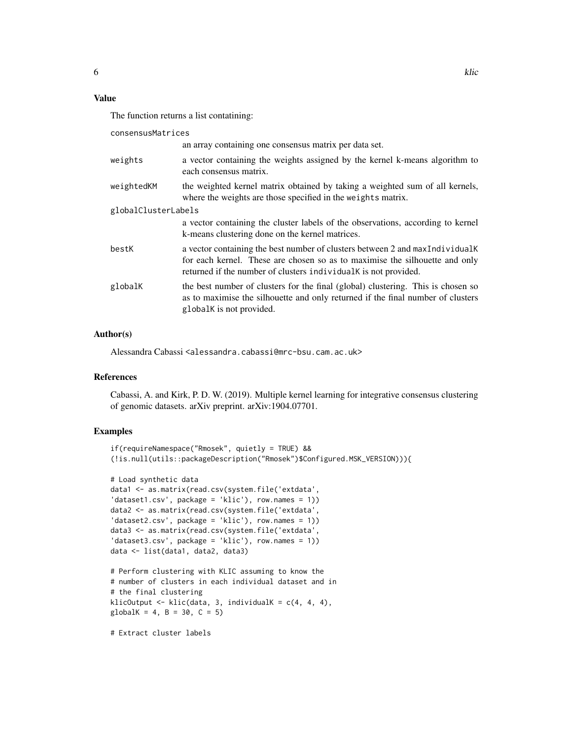## Value

The function returns a list contatining:

- `consensusMatrices`: an array containing one consensus matrix per data set.
- `weights`: a vector containing the weights assigned by the kernel k-means algorithm to each consensus matrix.
- `weightedKM`: the weighted kernel matrix obtained by taking a weighted sum of all kernels, where the weights are those specified in the `weights` matrix.
- `globalClusterLabels`: a vector containing the cluster labels of the observations, according to kernel k-means clustering done on the kernel matrices.
- `bestK`: a vector containing the best number of clusters between 2 and `maxIndividualK` for each kernel. These are chosen so as to maximise the silhouette and only returned if the number of clusters `individualK` is not provided.
- `globalK`: the best number of clusters for the final (global) clustering. This is chosen so as to maximise the silhouette and only returned if the final number of clusters `globalK` is not provided.

## Author(s)

Alessandra Cabassi <alessandra.cabassi@mrc-bsu.cam.ac.uk>

## References

Cabassi, A. and Kirk, P. D. W. (2019). Multiple kernel learning for integrative consensus clustering of genomic datasets. arXiv preprint. arXiv:1904.07701.

## Examples

```
if(requireNamespace("Rmosek", quietly = TRUE) &&
(!is.null(utils::packageDescription("Rmosek")$Configured.MSK_VERSION))){

# Load synthetic data
data1 <- as.matrix(read.csv(system.file('extdata',
'dataset1.csv', package = 'klic'), row.names = 1))
data2 <- as.matrix(read.csv(system.file('extdata',
'dataset2.csv', package = 'klic'), row.names = 1))
data3 <- as.matrix(read.csv(system.file('extdata',
'dataset3.csv', package = 'klic'), row.names = 1))
data <- list(data1, data2, data3)

# Perform clustering with KLIC assuming to know the
# number of clusters in each individual dataset and in
# the final clustering
klicOutput <- klic(data, 3, individualK = c(4, 4, 4),
globalK = 4, B = 30, C = 5)

# Extract cluster labels
```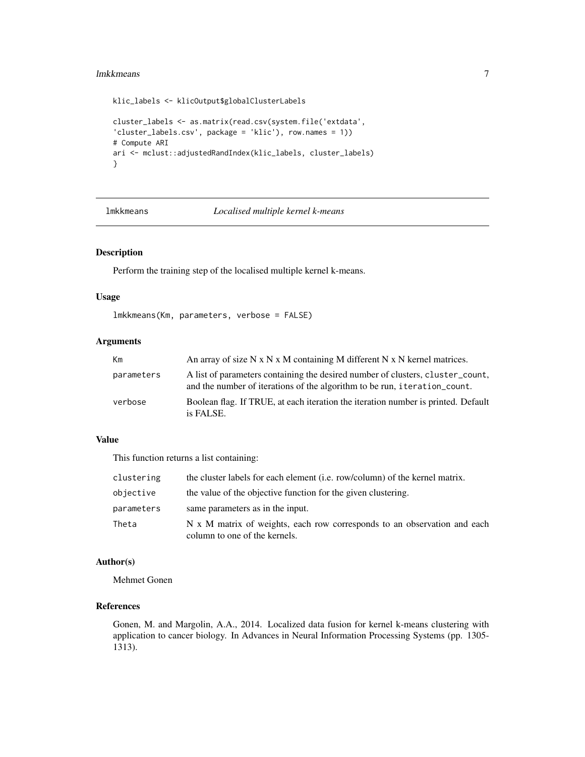```
klic_labels <- klicOutput$globalClusterLabels

cluster_labels <- as.matrix(read.csv(system.file('extdata',
'cluster_labels.csv', package = 'klic'), row.names = 1))
# Compute ARI
ari <- mclust::adjustedRandIndex(klic_labels, cluster_labels)
}
```

## lmkkmeans — *Localised multiple kernel k-means*

### Description

Perform the training step of the localised multiple kernel k-means.

### Usage

```
lmkkmeans(Km, parameters, verbose = FALSE)
```

### Arguments

| | |
|---|---|
| `Km` | An array of size N x N x M containing M different N x N kernel matrices. |
| `parameters` | A list of parameters containing the desired number of clusters, `cluster_count`, and the number of iterations of the algorithm to be run, `iteration_count`. |
| `verbose` | Boolean flag. If TRUE, at each iteration the iteration number is printed. Default is FALSE. |

### Value

This function returns a list containing:

| | |
|---|---|
| `clustering` | the cluster labels for each element (i.e. row/column) of the kernel matrix. |
| `objective` | the value of the objective function for the given clustering. |
| `parameters` | same parameters as in the input. |
| `Theta` | N x M matrix of weights, each row corresponds to an observation and each column to one of the kernels. |

### Author(s)

Mehmet Gonen

### References

Gonen, M. and Margolin, A.A., 2014. Localized data fusion for kernel k-means clustering with application to cancer biology. In Advances in Neural Information Processing Systems (pp. 1305-1313).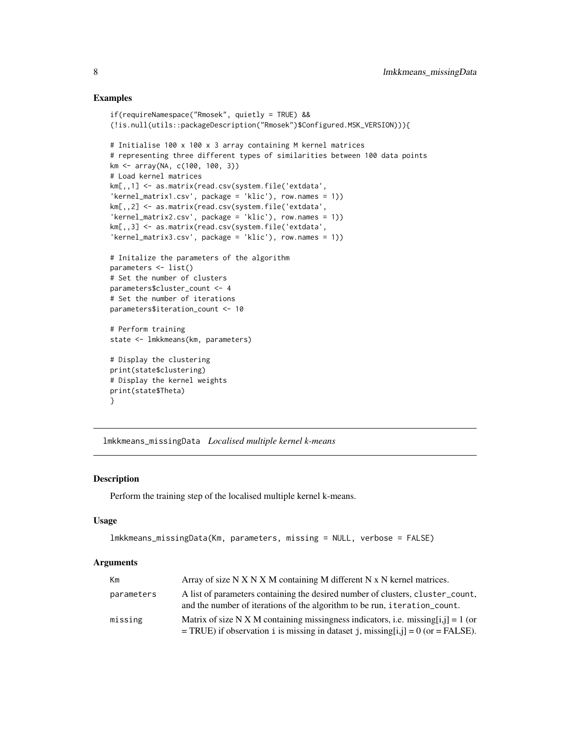## Examples

```
if(requireNamespace("Rmosek", quietly = TRUE) &&
(!is.null(utils::packageDescription("Rmosek")$Configured.MSK_VERSION))){

# Initialise 100 x 100 x 3 array containing M kernel matrices
# representing three different types of similarities between 100 data points
km <- array(NA, c(100, 100, 3))
# Load kernel matrices
km[,,1] <- as.matrix(read.csv(system.file('extdata',
'kernel_matrix1.csv', package = 'klic'), row.names = 1))
km[,,2] <- as.matrix(read.csv(system.file('extdata',
'kernel_matrix2.csv', package = 'klic'), row.names = 1))
km[,,3] <- as.matrix(read.csv(system.file('extdata',
'kernel_matrix3.csv', package = 'klic'), row.names = 1))

# Initalize the parameters of the algorithm
parameters <- list()
# Set the number of clusters
parameters$cluster_count <- 4
# Set the number of iterations
parameters$iteration_count <- 10

# Perform training
state <- lmkkmeans(km, parameters)

# Display the clustering
print(state$clustering)
# Display the kernel weights
print(state$Theta)
}
```

---

# lmkkmeans_missingData *Localised multiple kernel k-means*

## Description

Perform the training step of the localised multiple kernel k-means.

## Usage

```
lmkkmeans_missingData(Km, parameters, missing = NULL, verbose = FALSE)
```

## Arguments

| | |
|---|---|
| `Km` | Array of size N X N X M containing M different N x N kernel matrices. |
| `parameters` | A list of parameters containing the desired number of clusters, `cluster_count`, and the number of iterations of the algorithm to be run, `iteration_count`. |
| `missing` | Matrix of size N X M containing missingness indicators, i.e. missing[i,j] = 1 (or = TRUE) if observation `i` is missing in dataset `j`, missing[i,j] = 0 (or = FALSE). |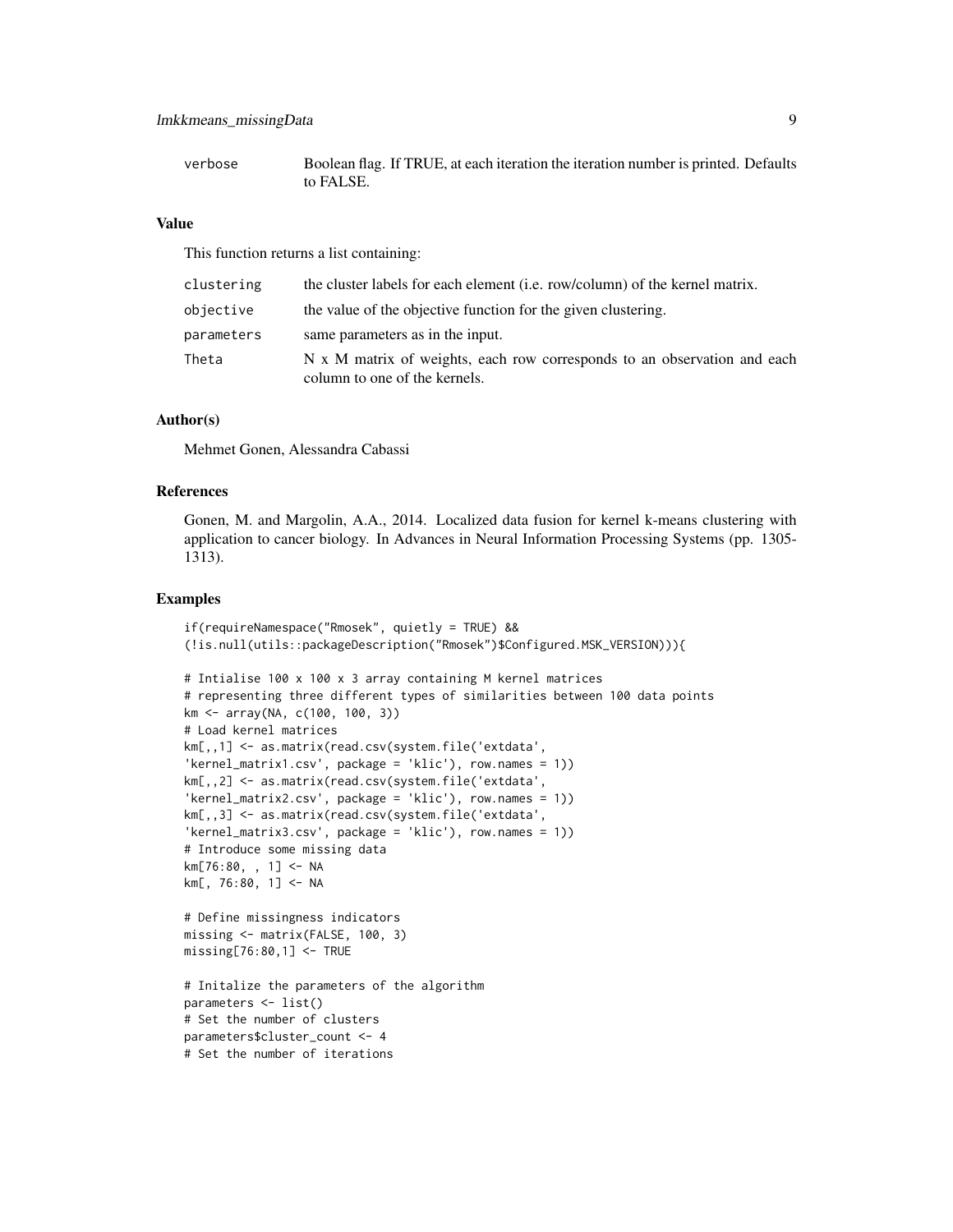| | |
|---|---|
| verbose | Boolean flag. If TRUE, at each iteration the iteration number is printed. Defaults to FALSE. |

### Value

This function returns a list containing:

| | |
|---|---|
| clustering | the cluster labels for each element (i.e. row/column) of the kernel matrix. |
| objective | the value of the objective function for the given clustering. |
| parameters | same parameters as in the input. |
| Theta | N x M matrix of weights, each row corresponds to an observation and each column to one of the kernels. |

### Author(s)

Mehmet Gonen, Alessandra Cabassi

### References

Gonen, M. and Margolin, A.A., 2014. Localized data fusion for kernel k-means clustering with application to cancer biology. In Advances in Neural Information Processing Systems (pp. 1305-1313).

### Examples

```
if(requireNamespace("Rmosek", quietly = TRUE) &&
(!is.null(utils::packageDescription("Rmosek")$Configured.MSK_VERSION))){

# Intialise 100 x 100 x 3 array containing M kernel matrices
# representing three different types of similarities between 100 data points
km <- array(NA, c(100, 100, 3))
# Load kernel matrices
km[,,1] <- as.matrix(read.csv(system.file('extdata',
'kernel_matrix1.csv', package = 'klic'), row.names = 1))
km[,,2] <- as.matrix(read.csv(system.file('extdata',
'kernel_matrix2.csv', package = 'klic'), row.names = 1))
km[,,3] <- as.matrix(read.csv(system.file('extdata',
'kernel_matrix3.csv', package = 'klic'), row.names = 1))
# Introduce some missing data
km[76:80, , 1] <- NA
km[, 76:80, 1] <- NA

# Define missingness indicators
missing <- matrix(FALSE, 100, 3)
missing[76:80,1] <- TRUE

# Initalize the parameters of the algorithm
parameters <- list()
# Set the number of clusters
parameters$cluster_count <- 4
# Set the number of iterations
```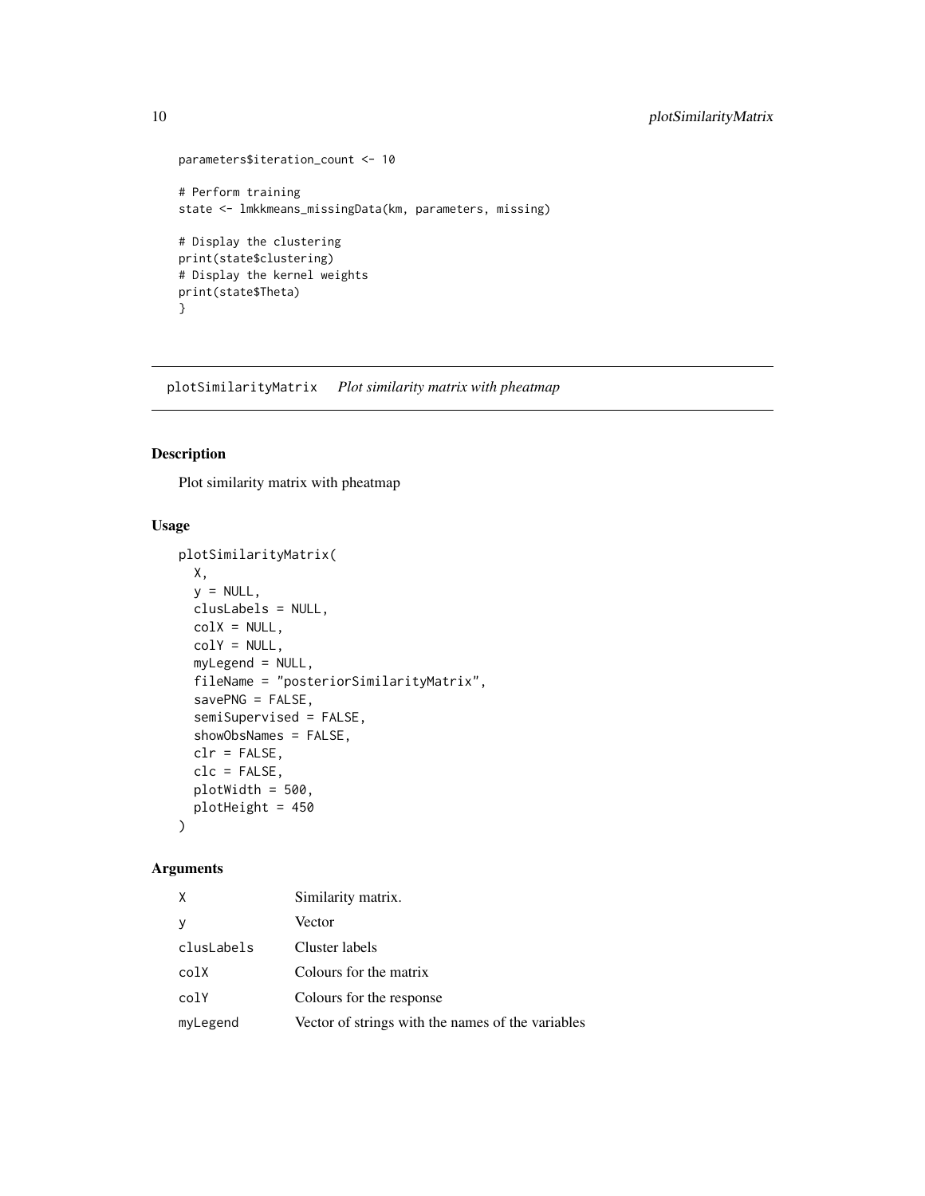```
parameters$iteration_count <- 10

# Perform training
state <- lmkkmeans_missingData(km, parameters, missing)

# Display the clustering
print(state$clustering)
# Display the kernel weights
print(state$Theta)
}
```

## plotSimilarityMatrix *Plot similarity matrix with pheatmap*

### Description

Plot similarity matrix with pheatmap

### Usage

```
plotSimilarityMatrix(
  X,
  y = NULL,
  clusLabels = NULL,
  colX = NULL,
  colY = NULL,
  myLegend = NULL,
  fileName = "posteriorSimilarityMatrix",
  savePNG = FALSE,
  semiSupervised = FALSE,
  showObsNames = FALSE,
  clr = FALSE,
  clc = FALSE,
  plotWidth = 500,
  plotHeight = 450
)
```

### Arguments

| | |
|---|---|
| X | Similarity matrix. |
| y | Vector |
| clusLabels | Cluster labels |
| colX | Colours for the matrix |
| colY | Colours for the response |
| myLegend | Vector of strings with the names of the variables |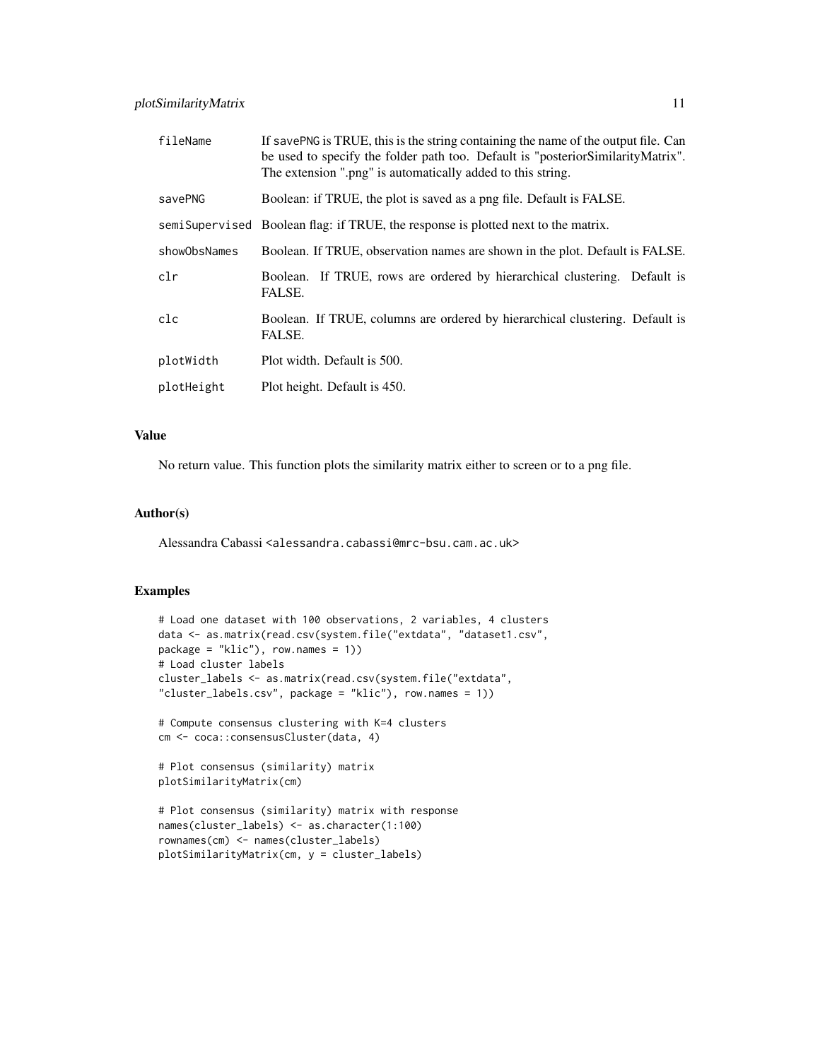| | |
|---|---|
| fileName | If savePNG is TRUE, this is the string containing the name of the output file. Can be used to specify the folder path too. Default is "posteriorSimilarityMatrix". The extension ".png" is automatically added to this string. |
| savePNG | Boolean: if TRUE, the plot is saved as a png file. Default is FALSE. |
| semiSupervised | Boolean flag: if TRUE, the response is plotted next to the matrix. |
| showObsNames | Boolean. If TRUE, observation names are shown in the plot. Default is FALSE. |
| clr | Boolean. If TRUE, rows are ordered by hierarchical clustering. Default is FALSE. |
| clc | Boolean. If TRUE, columns are ordered by hierarchical clustering. Default is FALSE. |
| plotWidth | Plot width. Default is 500. |
| plotHeight | Plot height. Default is 450. |

## Value

No return value. This function plots the similarity matrix either to screen or to a png file.

## Author(s)

Alessandra Cabassi <alessandra.cabassi@mrc-bsu.cam.ac.uk>

## Examples

```
# Load one dataset with 100 observations, 2 variables, 4 clusters
data <- as.matrix(read.csv(system.file("extdata", "dataset1.csv",
package = "klic"), row.names = 1))
# Load cluster labels
cluster_labels <- as.matrix(read.csv(system.file("extdata",
"cluster_labels.csv", package = "klic"), row.names = 1))

# Compute consensus clustering with K=4 clusters
cm <- coca::consensusCluster(data, 4)

# Plot consensus (similarity) matrix
plotSimilarityMatrix(cm)

# Plot consensus (similarity) matrix with response
names(cluster_labels) <- as.character(1:100)
rownames(cm) <- names(cluster_labels)
plotSimilarityMatrix(cm, y = cluster_labels)
```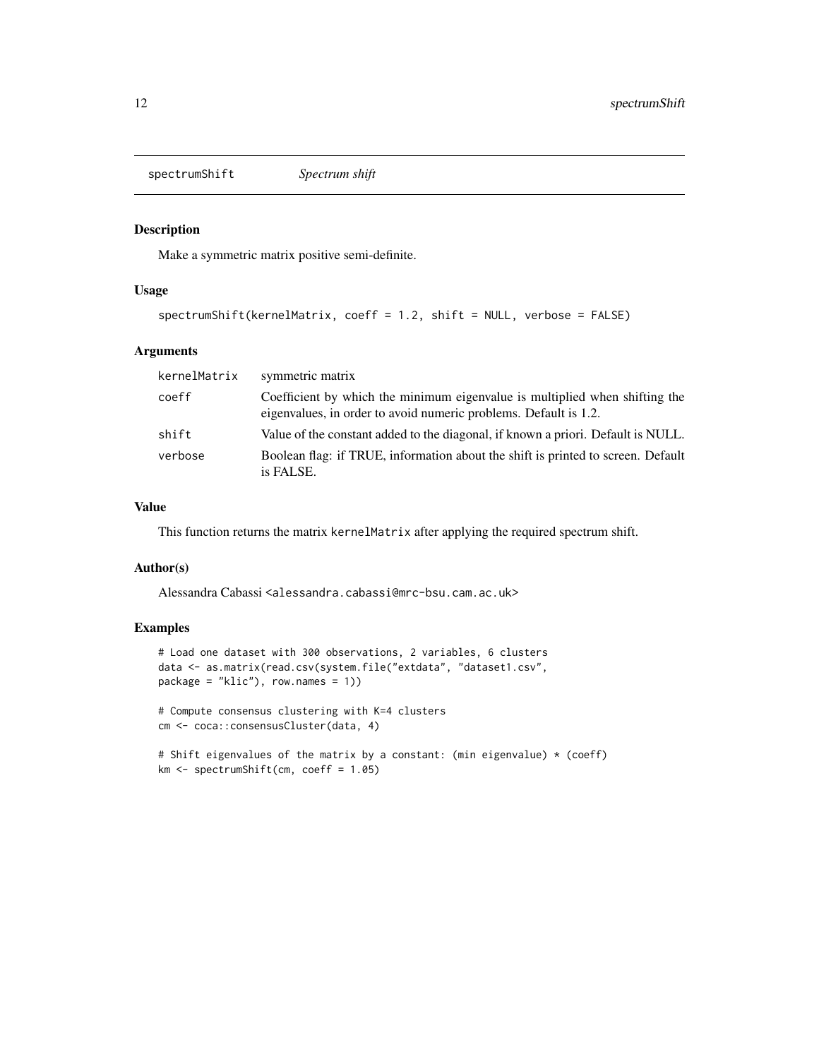## spectrumShift *Spectrum shift*

### Description

Make a symmetric matrix positive semi-definite.

### Usage

```
spectrumShift(kernelMatrix, coeff = 1.2, shift = NULL, verbose = FALSE)
```

### Arguments

| | |
|---|---|
| kernelMatrix | symmetric matrix |
| coeff | Coefficient by which the minimum eigenvalue is multiplied when shifting the eigenvalues, in order to avoid numeric problems. Default is 1.2. |
| shift | Value of the constant added to the diagonal, if known a priori. Default is NULL. |
| verbose | Boolean flag: if TRUE, information about the shift is printed to screen. Default is FALSE. |

### Value

This function returns the matrix `kernelMatrix` after applying the required spectrum shift.

### Author(s)

Alessandra Cabassi <alessandra.cabassi@mrc-bsu.cam.ac.uk>

### Examples

```
# Load one dataset with 300 observations, 2 variables, 6 clusters
data <- as.matrix(read.csv(system.file("extdata", "dataset1.csv",
package = "klic"), row.names = 1))

# Compute consensus clustering with K=4 clusters
cm <- coca::consensusCluster(data, 4)

# Shift eigenvalues of the matrix by a constant: (min eigenvalue) * (coeff)
km <- spectrumShift(cm, coeff = 1.05)
```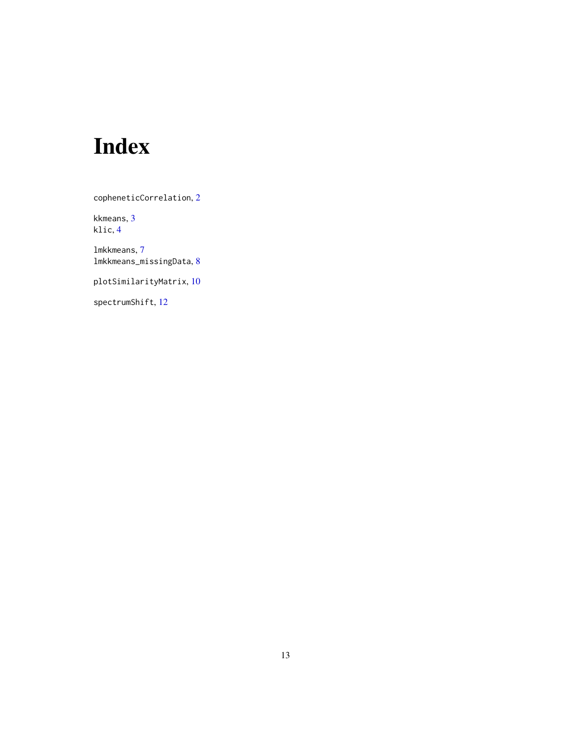# Index

copheneticCorrelation, 2

kkmeans, 3
klic, 4

lmkkmeans, 7
lmkkmeans_missingData, 8

plotSimilarityMatrix, 10

spectrumShift, 12